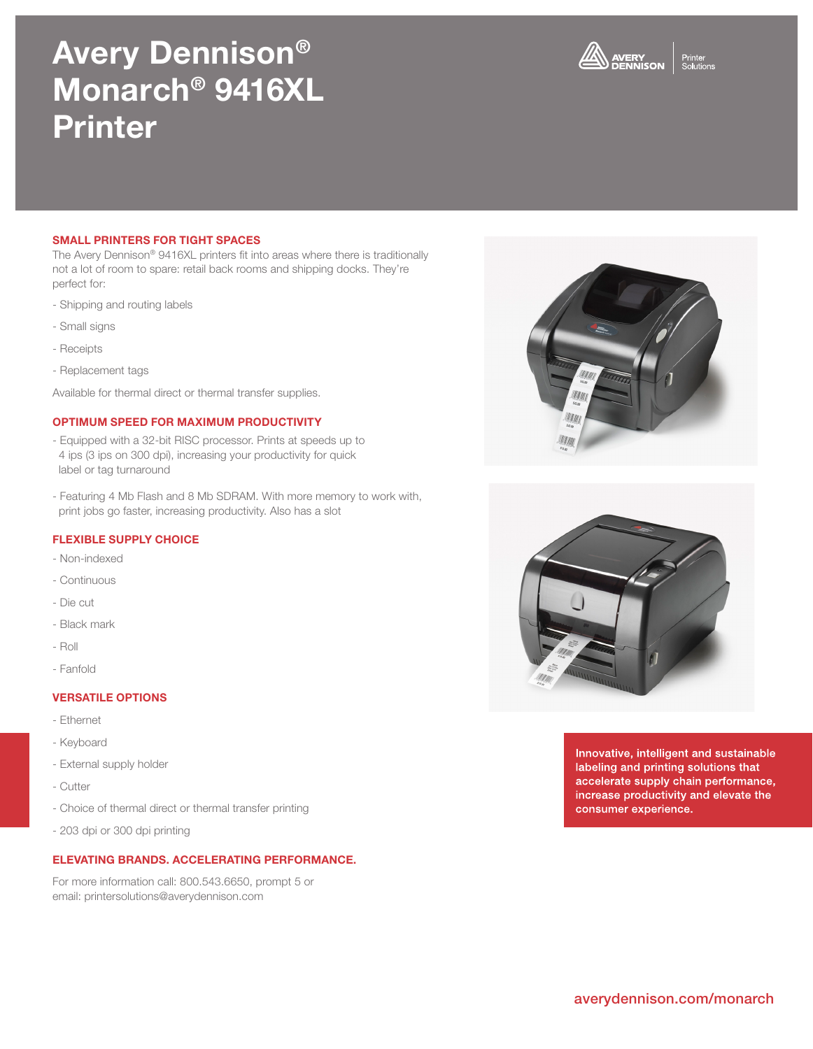# Avery Dennison® Monarch® 9416XL Printer

AVERY DENNISON | Printer Solutions

## SMALL PRINTERS FOR TIGHT SPACES

The Avery Dennison® 9416XL printers fit into areas where there is traditionally not a lot of room to spare: retail back rooms and shipping docks. They're perfect for:

- Shipping and routing labels
- Small signs
- Receipts
- Replacement tags

Available for thermal direct or thermal transfer supplies.

## OPTIMUM SPEED FOR MAXIMUM PRODUCTIVITY

- Equipped with a 32-bit RISC processor. Prints at speeds up to 4 ips (3 ips on 300 dpi), increasing your productivity for quick label or tag turnaround
- Featuring 4 Mb Flash and 8 Mb SDRAM. With more memory to work with, print jobs go faster, increasing productivity. Also has a slot

## FLEXIBLE SUPPLY CHOICE

- Non-indexed
- Continuous
- Die cut
- Black mark
- Roll
- Fanfold

## VERSATILE OPTIONS

- Ethernet
- Keyboard
- External supply holder
- Cutter
- Choice of thermal direct or thermal transfer printing
- 203 dpi or 300 dpi printing

## ELEVATING BRANDS. ACCELERATING PERFORMANCE.

For more information call: 800.543.6650, prompt 5 or email: printersolutions@averydennison.com

**Innovative, intelligent and sustainable labeling and printing solutions that accelerate supply chain performance, increase productivity and elevate the consumer experience.**

averydennison.com/monarch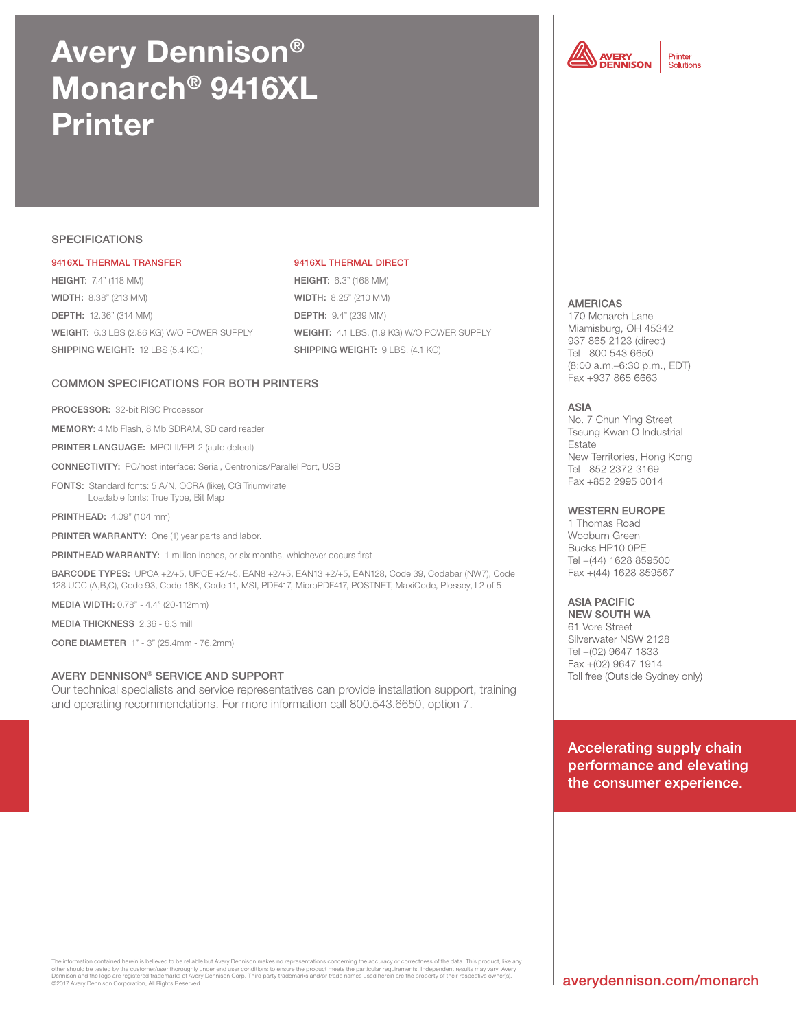# Avery Dennison® Monarch® 9416XL Printer

AVERY DENNISON | Printer Solutions

## SPECIFICATIONS

### 9416XL THERMAL TRANSFER

**HEIGHT**: 7.4" (118 MM)

**WIDTH:** 8.38" (213 MM)

**DEPTH:** 12.36" (314 MM)

**WEIGHT:** 6.3 LBS (2.86 KG) W/O POWER SUPPLY

**SHIPPING WEIGHT:** 12 LBS (5.4 KG )

### 9416XL THERMAL DIRECT

**HEIGHT**: 6.3" (168 MM)

**WIDTH:** 8.25" (210 MM)

**DEPTH:** 9.4" (239 MM)

**WEIGHT:** 4.1 LBS. (1.9 KG) W/O POWER SUPPLY

**SHIPPING WEIGHT:** 9 LBS. (4.1 KG)

## COMMON SPECIFICATIONS FOR BOTH PRINTERS

**PROCESSOR:** 32-bit RISC Processor

**MEMORY:** 4 Mb Flash, 8 Mb SDRAM, SD card reader

**PRINTER LANGUAGE:** MPCLII/EPL2 (auto detect)

**CONNECTIVITY:** PC/host interface: Serial, Centronics/Parallel Port, USB

**FONTS:** Standard fonts: 5 A/N, OCRA (like), CG Triumvirate
Loadable fonts: True Type, Bit Map

**PRINTHEAD:** 4.09" (104 mm)

**PRINTER WARRANTY:** One (1) year parts and labor.

**PRINTHEAD WARRANTY:** 1 million inches, or six months, whichever occurs first

**BARCODE TYPES:** UPCA +2/+5, UPCE +2/+5, EAN8 +2/+5, EAN13 +2/+5, EAN128, Code 39, Codabar (NW7), Code 128 UCC (A,B,C), Code 93, Code 16K, Code 11, MSI, PDF417, MicroPDF417, POSTNET, MaxiCode, Plessey, I 2 of 5

**MEDIA WIDTH:** 0.78" - 4.4" (20-112mm)

**MEDIA THICKNESS** 2.36 - 6.3 mill

**CORE DIAMETER** 1" - 3" (25.4mm - 76.2mm)

## AVERY DENNISON® SERVICE AND SUPPORT

Our technical specialists and service representatives can provide installation support, training and operating recommendations. For more information call 800.543.6650, option 7.

**AMERICAS**
170 Monarch Lane
Miamisburg, OH 45342
937 865 2123 (direct)
Tel +800 543 6650
(8:00 a.m.–6:30 p.m., EDT)
Fax +937 865 6663

**ASIA**
No. 7 Chun Ying Street
Tseung Kwan O Industrial Estate
New Territories, Hong Kong
Tel +852 2372 3169
Fax +852 2995 0014

**WESTERN EUROPE**
1 Thomas Road
Wooburn Green
Bucks HP10 0PE
Tel +(44) 1628 859500
Fax +(44) 1628 859567

**ASIA PACIFIC**
**NEW SOUTH WA**
61 Vore Street
Silverwater NSW 2128
Tel +(02) 9647 1833
Fax +(02) 9647 1914
Toll free (Outside Sydney only)

**Accelerating supply chain performance and elevating the consumer experience.**

The information contained herein is believed to be reliable but Avery Dennison makes no representations concerning the accuracy or correctness of the data. This product, like any other should be tested by the customer/user thoroughly under end user conditions to ensure the product meets the particular requirements. Independent results may vary. Avery Dennison and the logo are registered trademarks of Avery Dennison Corp. Third party trademarks and/or trade names used herein are the property of their respective owner(s). ©2017 Avery Dennison Corporation, All Rights Reserved.

averydennison.com/monarch